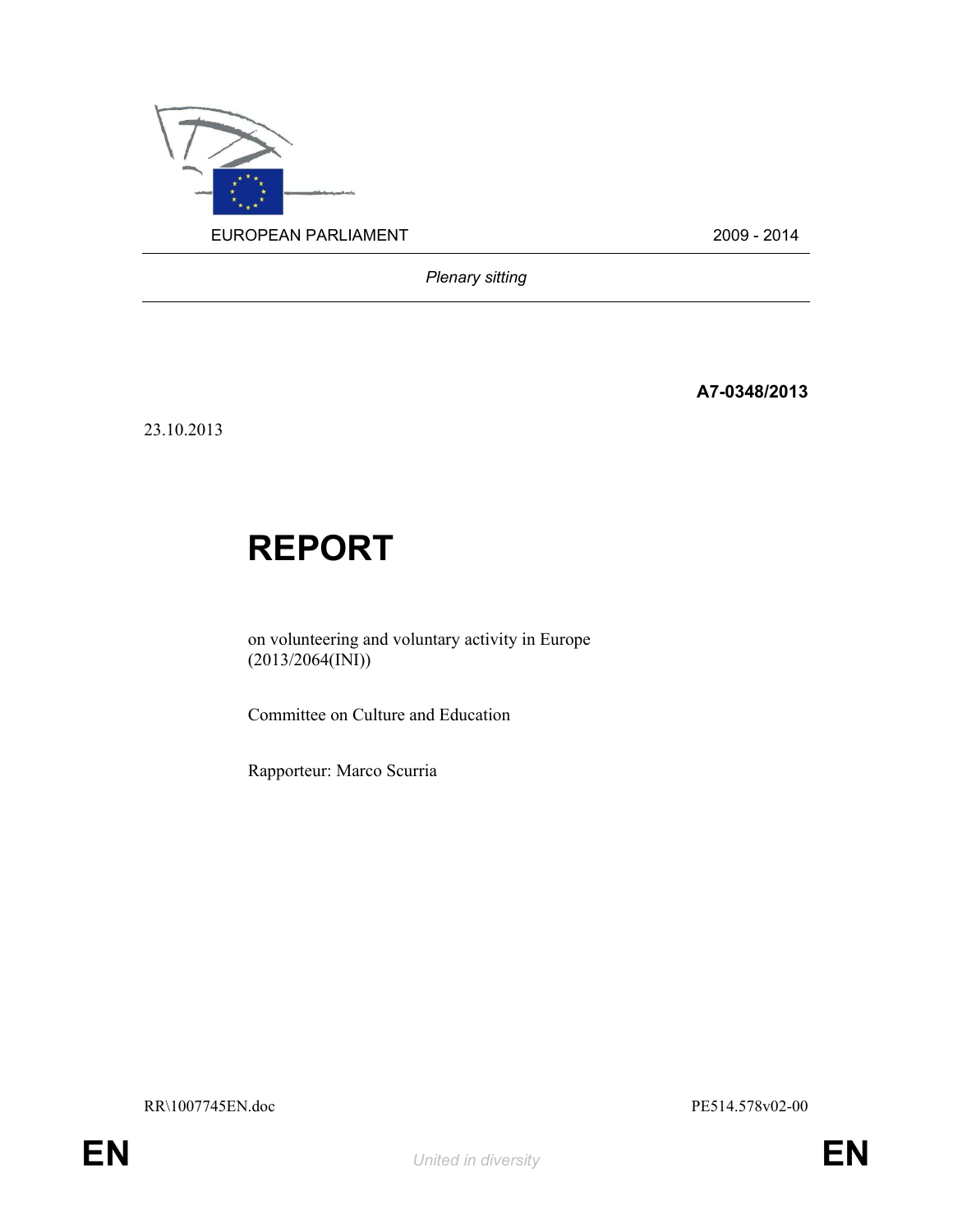EUROPEAN PARLIAMENT 2009 - 2014

*Plenary sitting*

**A7-0348/2013**

23.10.2013

# REPORT

on volunteering and voluntary activity in Europe
(2013/2064(INI))

Committee on Culture and Education

Rapporteur: Marco Scurria

RR\1007745EN.doc PE514.578v02-00

EN *United in diversity* EN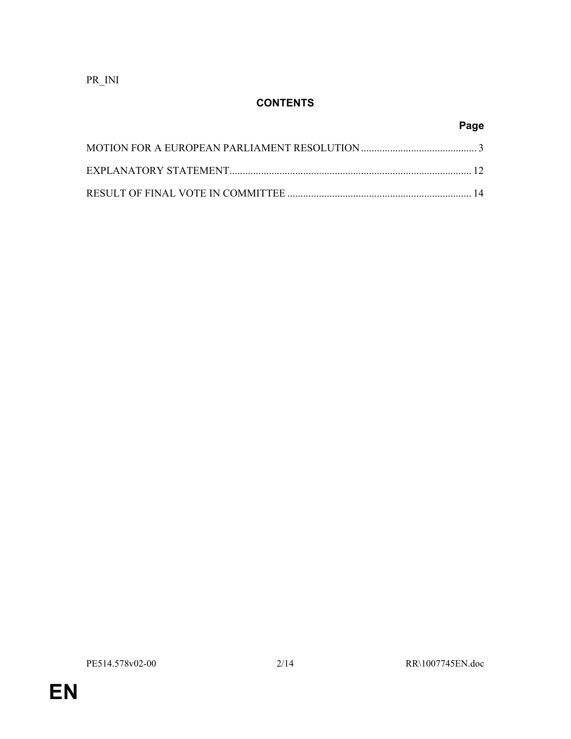PR_INI

## CONTENTS

| | Page |
|---|---|
| MOTION FOR A EUROPEAN PARLIAMENT RESOLUTION | 3 |
| EXPLANATORY STATEMENT | 12 |
| RESULT OF FINAL VOTE IN COMMITTEE | 14 |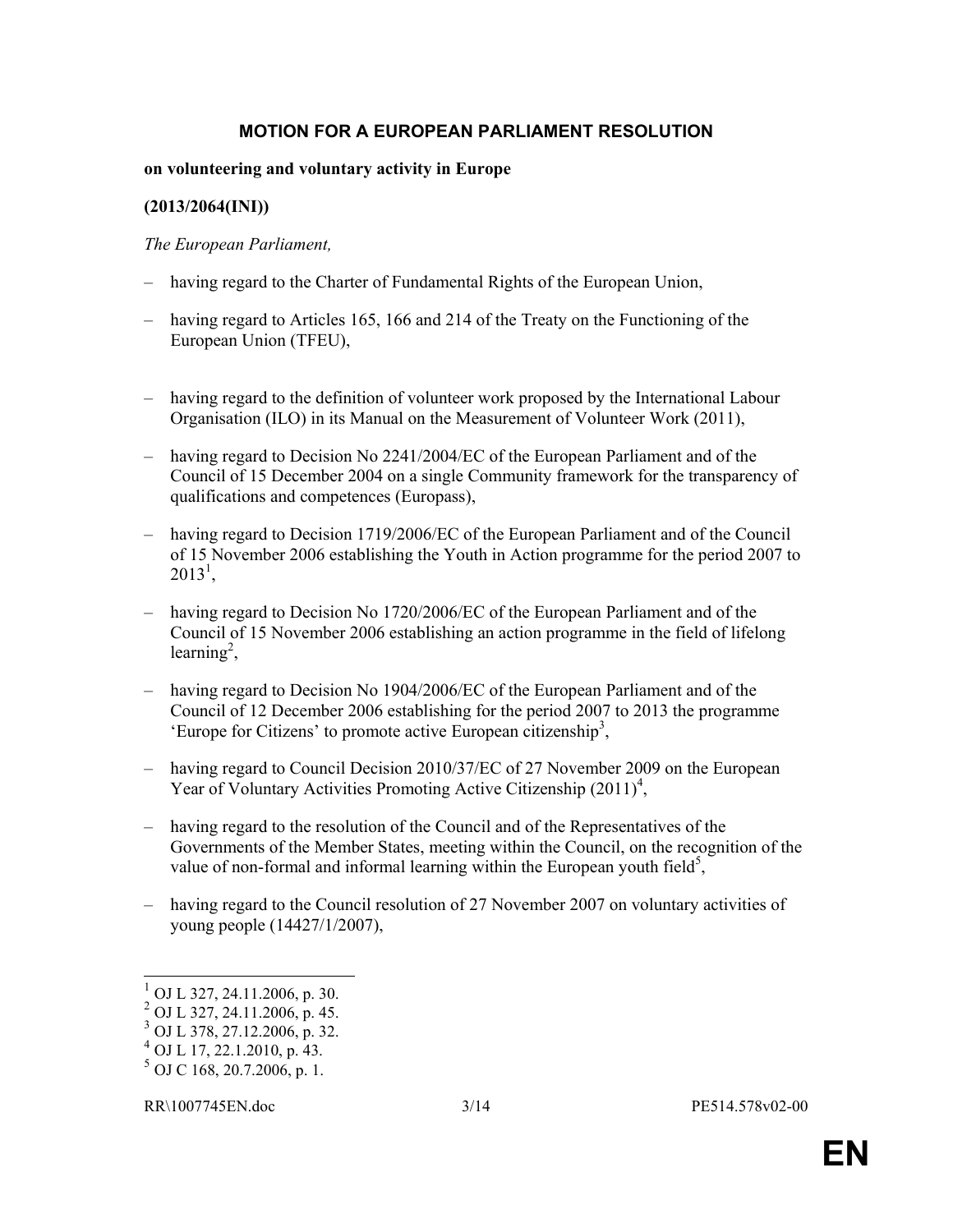# MOTION FOR A EUROPEAN PARLIAMENT RESOLUTION

**on volunteering and voluntary activity in Europe**

**(2013/2064(INI))**

*The European Parliament,*

– having regard to the Charter of Fundamental Rights of the European Union,

– having regard to Articles 165, 166 and 214 of the Treaty on the Functioning of the European Union (TFEU),

– having regard to the definition of volunteer work proposed by the International Labour Organisation (ILO) in its Manual on the Measurement of Volunteer Work (2011),

– having regard to Decision No 2241/2004/EC of the European Parliament and of the Council of 15 December 2004 on a single Community framework for the transparency of qualifications and competences (Europass),

– having regard to Decision 1719/2006/EC of the European Parliament and of the Council of 15 November 2006 establishing the Youth in Action programme for the period 2007 to 2013[1],

– having regard to Decision No 1720/2006/EC of the European Parliament and of the Council of 15 November 2006 establishing an action programme in the field of lifelong learning[2],

– having regard to Decision No 1904/2006/EC of the European Parliament and of the Council of 12 December 2006 establishing for the period 2007 to 2013 the programme 'Europe for Citizens' to promote active European citizenship[3],

– having regard to Council Decision 2010/37/EC of 27 November 2009 on the European Year of Voluntary Activities Promoting Active Citizenship (2011)[4],

– having regard to the resolution of the Council and of the Representatives of the Governments of the Member States, meeting within the Council, on the recognition of the value of non-formal and informal learning within the European youth field[5],

– having regard to the Council resolution of 27 November 2007 on voluntary activities of young people (14427/1/2007),

---

[1] OJ L 327, 24.11.2006, p. 30.
[2] OJ L 327, 24.11.2006, p. 45.
[3] OJ L 378, 27.12.2006, p. 32.
[4] OJ L 17, 22.1.2010, p. 43.
[5] OJ C 168, 20.7.2006, p. 1.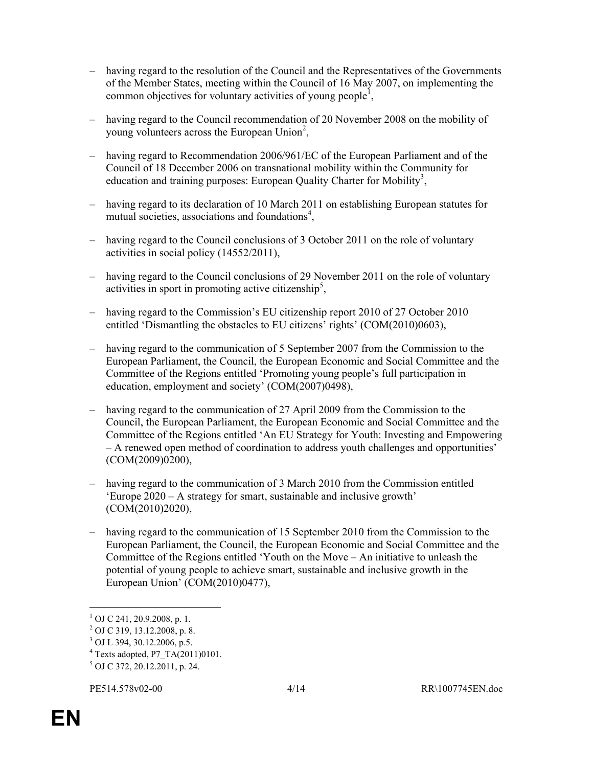– having regard to the resolution of the Council and the Representatives of the Governments of the Member States, meeting within the Council of 16 May 2007, on implementing the common objectives for voluntary activities of young people[1],

– having regard to the Council recommendation of 20 November 2008 on the mobility of young volunteers across the European Union[2],

– having regard to Recommendation 2006/961/EC of the European Parliament and of the Council of 18 December 2006 on transnational mobility within the Community for education and training purposes: European Quality Charter for Mobility[3],

– having regard to its declaration of 10 March 2011 on establishing European statutes for mutual societies, associations and foundations[4],

– having regard to the Council conclusions of 3 October 2011 on the role of voluntary activities in social policy (14552/2011),

– having regard to the Council conclusions of 29 November 2011 on the role of voluntary activities in sport in promoting active citizenship[5],

– having regard to the Commission's EU citizenship report 2010 of 27 October 2010 entitled 'Dismantling the obstacles to EU citizens' rights' (COM(2010)0603),

– having regard to the communication of 5 September 2007 from the Commission to the European Parliament, the Council, the European Economic and Social Committee and the Committee of the Regions entitled 'Promoting young people's full participation in education, employment and society' (COM(2007)0498),

– having regard to the communication of 27 April 2009 from the Commission to the Council, the European Parliament, the European Economic and Social Committee and the Committee of the Regions entitled 'An EU Strategy for Youth: Investing and Empowering – A renewed open method of coordination to address youth challenges and opportunities' (COM(2009)0200),

– having regard to the communication of 3 March 2010 from the Commission entitled 'Europe 2020 – A strategy for smart, sustainable and inclusive growth' (COM(2010)2020),

– having regard to the communication of 15 September 2010 from the Commission to the European Parliament, the Council, the European Economic and Social Committee and the Committee of the Regions entitled 'Youth on the Move – An initiative to unleash the potential of young people to achieve smart, sustainable and inclusive growth in the European Union' (COM(2010)0477),

---

[1] OJ C 241, 20.9.2008, p. 1.
[2] OJ C 319, 13.12.2008, p. 8.
[3] OJ L 394, 30.12.2006, p.5.
[4] Texts adopted, P7_TA(2011)0101.
[5] OJ C 372, 20.12.2011, p. 24.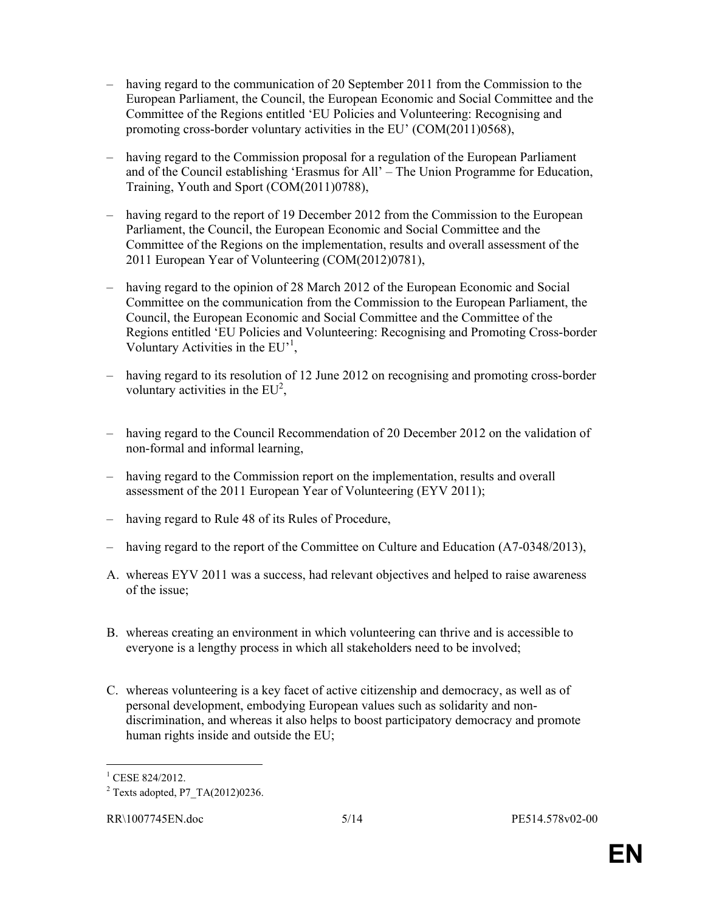– having regard to the communication of 20 September 2011 from the Commission to the European Parliament, the Council, the European Economic and Social Committee and the Committee of the Regions entitled 'EU Policies and Volunteering: Recognising and promoting cross-border voluntary activities in the EU' (COM(2011)0568),

– having regard to the Commission proposal for a regulation of the European Parliament and of the Council establishing 'Erasmus for All' – The Union Programme for Education, Training, Youth and Sport (COM(2011)0788),

– having regard to the report of 19 December 2012 from the Commission to the European Parliament, the Council, the European Economic and Social Committee and the Committee of the Regions on the implementation, results and overall assessment of the 2011 European Year of Volunteering (COM(2012)0781),

– having regard to the opinion of 28 March 2012 of the European Economic and Social Committee on the communication from the Commission to the European Parliament, the Council, the European Economic and Social Committee and the Committee of the Regions entitled 'EU Policies and Volunteering: Recognising and Promoting Cross-border Voluntary Activities in the EU'[1],

– having regard to its resolution of 12 June 2012 on recognising and promoting cross-border voluntary activities in the EU[2],

– having regard to the Council Recommendation of 20 December 2012 on the validation of non-formal and informal learning,

– having regard to the Commission report on the implementation, results and overall assessment of the 2011 European Year of Volunteering (EYV 2011);

– having regard to Rule 48 of its Rules of Procedure,

– having regard to the report of the Committee on Culture and Education (A7-0348/2013),

A. whereas EYV 2011 was a success, had relevant objectives and helped to raise awareness of the issue;

B. whereas creating an environment in which volunteering can thrive and is accessible to everyone is a lengthy process in which all stakeholders need to be involved;

C. whereas volunteering is a key facet of active citizenship and democracy, as well as of personal development, embodying European values such as solidarity and non-discrimination, and whereas it also helps to boost participatory democracy and promote human rights inside and outside the EU;

---

[1] CESE 824/2012.

[2] Texts adopted, P7_TA(2012)0236.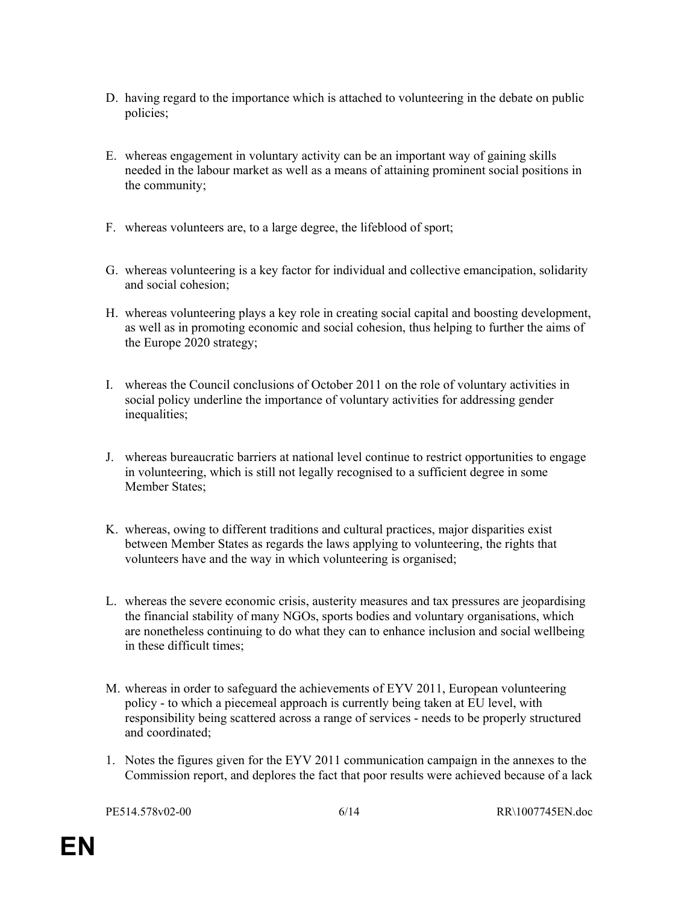D. having regard to the importance which is attached to volunteering in the debate on public policies;

E. whereas engagement in voluntary activity can be an important way of gaining skills needed in the labour market as well as a means of attaining prominent social positions in the community;

F. whereas volunteers are, to a large degree, the lifeblood of sport;

G. whereas volunteering is a key factor for individual and collective emancipation, solidarity and social cohesion;

H. whereas volunteering plays a key role in creating social capital and boosting development, as well as in promoting economic and social cohesion, thus helping to further the aims of the Europe 2020 strategy;

I. whereas the Council conclusions of October 2011 on the role of voluntary activities in social policy underline the importance of voluntary activities for addressing gender inequalities;

J. whereas bureaucratic barriers at national level continue to restrict opportunities to engage in volunteering, which is still not legally recognised to a sufficient degree in some Member States;

K. whereas, owing to different traditions and cultural practices, major disparities exist between Member States as regards the laws applying to volunteering, the rights that volunteers have and the way in which volunteering is organised;

L. whereas the severe economic crisis, austerity measures and tax pressures are jeopardising the financial stability of many NGOs, sports bodies and voluntary organisations, which are nonetheless continuing to do what they can to enhance inclusion and social wellbeing in these difficult times;

M. whereas in order to safeguard the achievements of EYV 2011, European volunteering policy - to which a piecemeal approach is currently being taken at EU level, with responsibility being scattered across a range of services - needs to be properly structured and coordinated;

1. Notes the figures given for the EYV 2011 communication campaign in the annexes to the Commission report, and deplores the fact that poor results were achieved because of a lack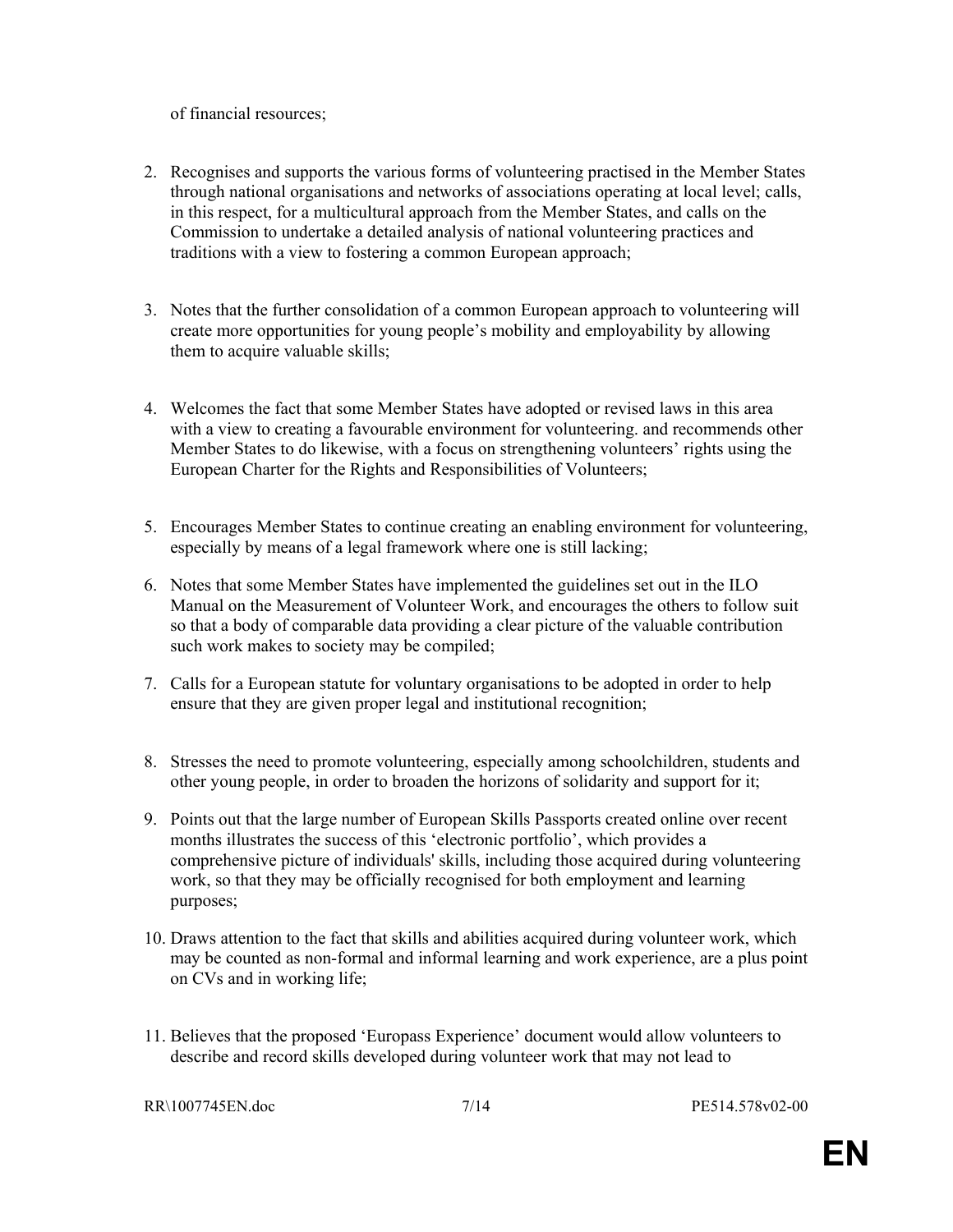of financial resources;

2. Recognises and supports the various forms of volunteering practised in the Member States through national organisations and networks of associations operating at local level; calls, in this respect, for a multicultural approach from the Member States, and calls on the Commission to undertake a detailed analysis of national volunteering practices and traditions with a view to fostering a common European approach;

3. Notes that the further consolidation of a common European approach to volunteering will create more opportunities for young people's mobility and employability by allowing them to acquire valuable skills;

4. Welcomes the fact that some Member States have adopted or revised laws in this area with a view to creating a favourable environment for volunteering. and recommends other Member States to do likewise, with a focus on strengthening volunteers' rights using the European Charter for the Rights and Responsibilities of Volunteers;

5. Encourages Member States to continue creating an enabling environment for volunteering, especially by means of a legal framework where one is still lacking;

6. Notes that some Member States have implemented the guidelines set out in the ILO Manual on the Measurement of Volunteer Work, and encourages the others to follow suit so that a body of comparable data providing a clear picture of the valuable contribution such work makes to society may be compiled;

7. Calls for a European statute for voluntary organisations to be adopted in order to help ensure that they are given proper legal and institutional recognition;

8. Stresses the need to promote volunteering, especially among schoolchildren, students and other young people, in order to broaden the horizons of solidarity and support for it;

9. Points out that the large number of European Skills Passports created online over recent months illustrates the success of this 'electronic portfolio', which provides a comprehensive picture of individuals' skills, including those acquired during volunteering work, so that they may be officially recognised for both employment and learning purposes;

10. Draws attention to the fact that skills and abilities acquired during volunteer work, which may be counted as non-formal and informal learning and work experience, are a plus point on CVs and in working life;

11. Believes that the proposed 'Europass Experience' document would allow volunteers to describe and record skills developed during volunteer work that may not lead to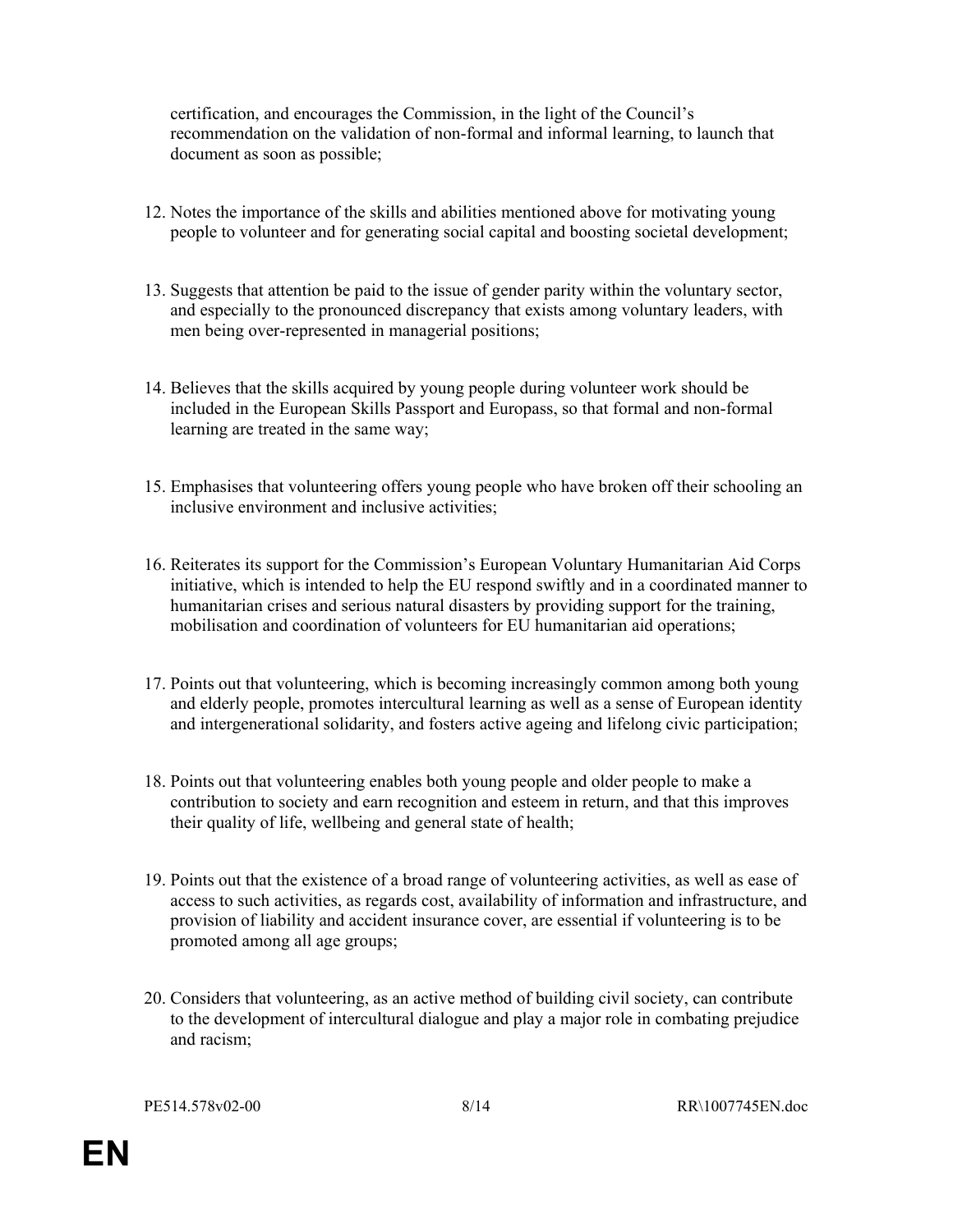certification, and encourages the Commission, in the light of the Council's recommendation on the validation of non-formal and informal learning, to launch that document as soon as possible;

12. Notes the importance of the skills and abilities mentioned above for motivating young people to volunteer and for generating social capital and boosting societal development;

13. Suggests that attention be paid to the issue of gender parity within the voluntary sector, and especially to the pronounced discrepancy that exists among voluntary leaders, with men being over-represented in managerial positions;

14. Believes that the skills acquired by young people during volunteer work should be included in the European Skills Passport and Europass, so that formal and non-formal learning are treated in the same way;

15. Emphasises that volunteering offers young people who have broken off their schooling an inclusive environment and inclusive activities;

16. Reiterates its support for the Commission's European Voluntary Humanitarian Aid Corps initiative, which is intended to help the EU respond swiftly and in a coordinated manner to humanitarian crises and serious natural disasters by providing support for the training, mobilisation and coordination of volunteers for EU humanitarian aid operations;

17. Points out that volunteering, which is becoming increasingly common among both young and elderly people, promotes intercultural learning as well as a sense of European identity and intergenerational solidarity, and fosters active ageing and lifelong civic participation;

18. Points out that volunteering enables both young people and older people to make a contribution to society and earn recognition and esteem in return, and that this improves their quality of life, wellbeing and general state of health;

19. Points out that the existence of a broad range of volunteering activities, as well as ease of access to such activities, as regards cost, availability of information and infrastructure, and provision of liability and accident insurance cover, are essential if volunteering is to be promoted among all age groups;

20. Considers that volunteering, as an active method of building civil society, can contribute to the development of intercultural dialogue and play a major role in combating prejudice and racism;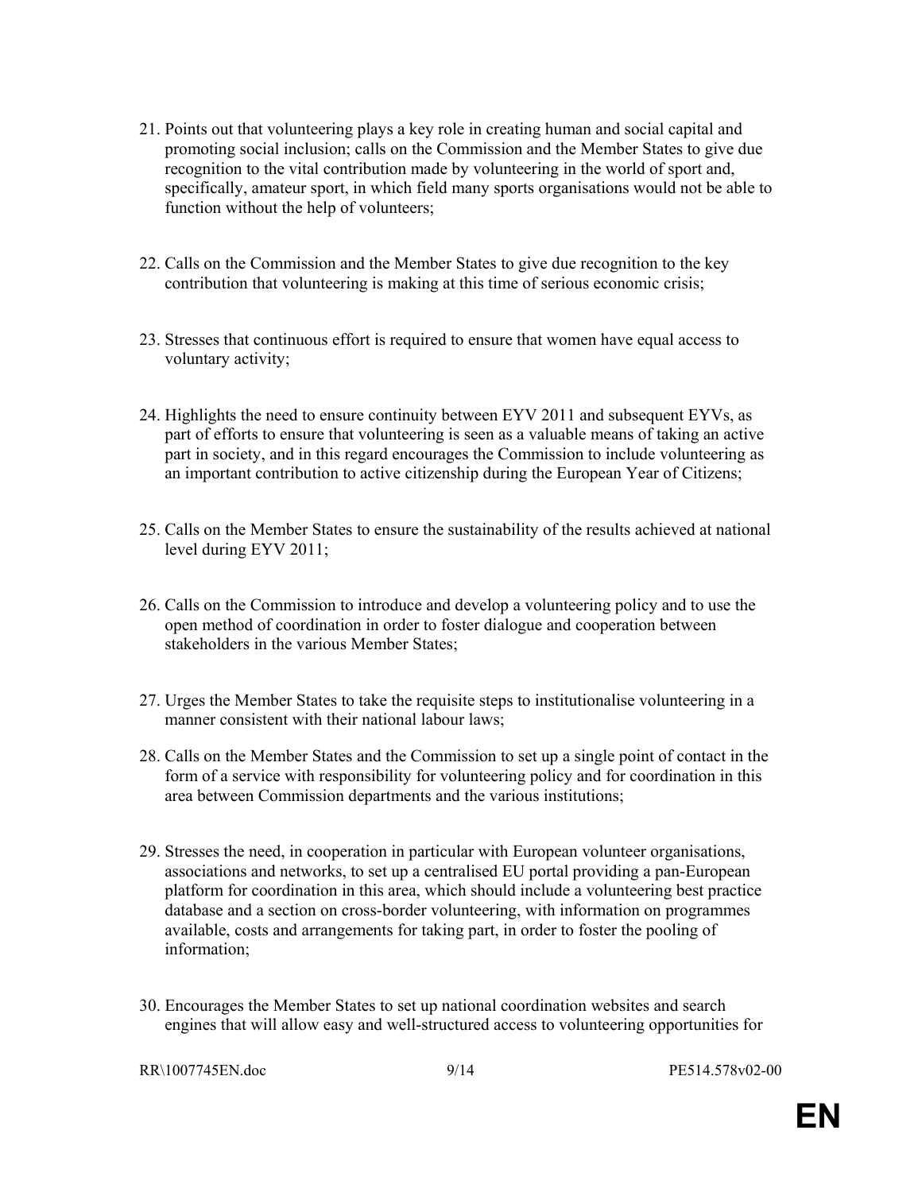21. Points out that volunteering plays a key role in creating human and social capital and promoting social inclusion; calls on the Commission and the Member States to give due recognition to the vital contribution made by volunteering in the world of sport and, specifically, amateur sport, in which field many sports organisations would not be able to function without the help of volunteers;

22. Calls on the Commission and the Member States to give due recognition to the key contribution that volunteering is making at this time of serious economic crisis;

23. Stresses that continuous effort is required to ensure that women have equal access to voluntary activity;

24. Highlights the need to ensure continuity between EYV 2011 and subsequent EYVs, as part of efforts to ensure that volunteering is seen as a valuable means of taking an active part in society, and in this regard encourages the Commission to include volunteering as an important contribution to active citizenship during the European Year of Citizens;

25. Calls on the Member States to ensure the sustainability of the results achieved at national level during EYV 2011;

26. Calls on the Commission to introduce and develop a volunteering policy and to use the open method of coordination in order to foster dialogue and cooperation between stakeholders in the various Member States;

27. Urges the Member States to take the requisite steps to institutionalise volunteering in a manner consistent with their national labour laws;

28. Calls on the Member States and the Commission to set up a single point of contact in the form of a service with responsibility for volunteering policy and for coordination in this area between Commission departments and the various institutions;

29. Stresses the need, in cooperation in particular with European volunteer organisations, associations and networks, to set up a centralised EU portal providing a pan-European platform for coordination in this area, which should include a volunteering best practice database and a section on cross-border volunteering, with information on programmes available, costs and arrangements for taking part, in order to foster the pooling of information;

30. Encourages the Member States to set up national coordination websites and search engines that will allow easy and well-structured access to volunteering opportunities for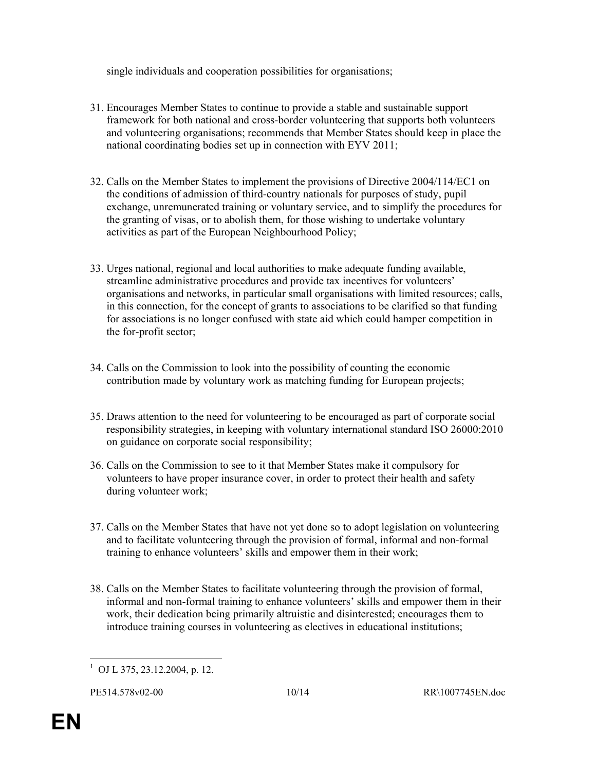single individuals and cooperation possibilities for organisations;

31. Encourages Member States to continue to provide a stable and sustainable support framework for both national and cross-border volunteering that supports both volunteers and volunteering organisations; recommends that Member States should keep in place the national coordinating bodies set up in connection with EYV 2011;

32. Calls on the Member States to implement the provisions of Directive 2004/114/EC[1] on the conditions of admission of third-country nationals for purposes of study, pupil exchange, unremunerated training or voluntary service, and to simplify the procedures for the granting of visas, or to abolish them, for those wishing to undertake voluntary activities as part of the European Neighbourhood Policy;

33. Urges national, regional and local authorities to make adequate funding available, streamline administrative procedures and provide tax incentives for volunteers' organisations and networks, in particular small organisations with limited resources; calls, in this connection, for the concept of grants to associations to be clarified so that funding for associations is no longer confused with state aid which could hamper competition in the for-profit sector;

34. Calls on the Commission to look into the possibility of counting the economic contribution made by voluntary work as matching funding for European projects;

35. Draws attention to the need for volunteering to be encouraged as part of corporate social responsibility strategies, in keeping with voluntary international standard ISO 26000:2010 on guidance on corporate social responsibility;

36. Calls on the Commission to see to it that Member States make it compulsory for volunteers to have proper insurance cover, in order to protect their health and safety during volunteer work;

37. Calls on the Member States that have not yet done so to adopt legislation on volunteering and to facilitate volunteering through the provision of formal, informal and non-formal training to enhance volunteers' skills and empower them in their work;

38. Calls on the Member States to facilitate volunteering through the provision of formal, informal and non-formal training to enhance volunteers' skills and empower them in their work, their dedication being primarily altruistic and disinterested; encourages them to introduce training courses in volunteering as electives in educational institutions;

---

[1] OJ L 375, 23.12.2004, p. 12.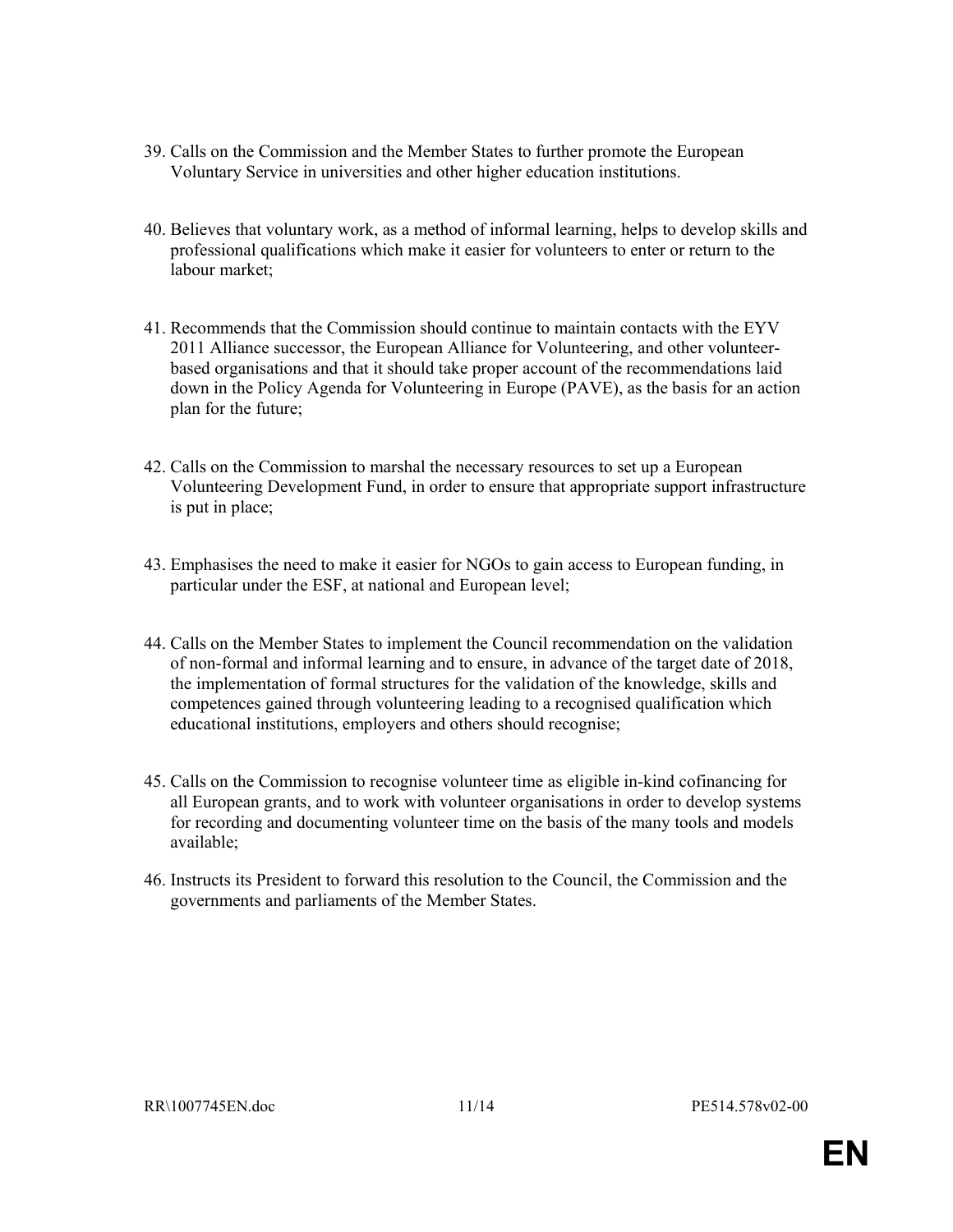39. Calls on the Commission and the Member States to further promote the European Voluntary Service in universities and other higher education institutions.

40. Believes that voluntary work, as a method of informal learning, helps to develop skills and professional qualifications which make it easier for volunteers to enter or return to the labour market;

41. Recommends that the Commission should continue to maintain contacts with the EYV 2011 Alliance successor, the European Alliance for Volunteering, and other volunteer-based organisations and that it should take proper account of the recommendations laid down in the Policy Agenda for Volunteering in Europe (PAVE), as the basis for an action plan for the future;

42. Calls on the Commission to marshal the necessary resources to set up a European Volunteering Development Fund, in order to ensure that appropriate support infrastructure is put in place;

43. Emphasises the need to make it easier for NGOs to gain access to European funding, in particular under the ESF, at national and European level;

44. Calls on the Member States to implement the Council recommendation on the validation of non-formal and informal learning and to ensure, in advance of the target date of 2018, the implementation of formal structures for the validation of the knowledge, skills and competences gained through volunteering leading to a recognised qualification which educational institutions, employers and others should recognise;

45. Calls on the Commission to recognise volunteer time as eligible in-kind cofinancing for all European grants, and to work with volunteer organisations in order to develop systems for recording and documenting volunteer time on the basis of the many tools and models available;

46. Instructs its President to forward this resolution to the Council, the Commission and the governments and parliaments of the Member States.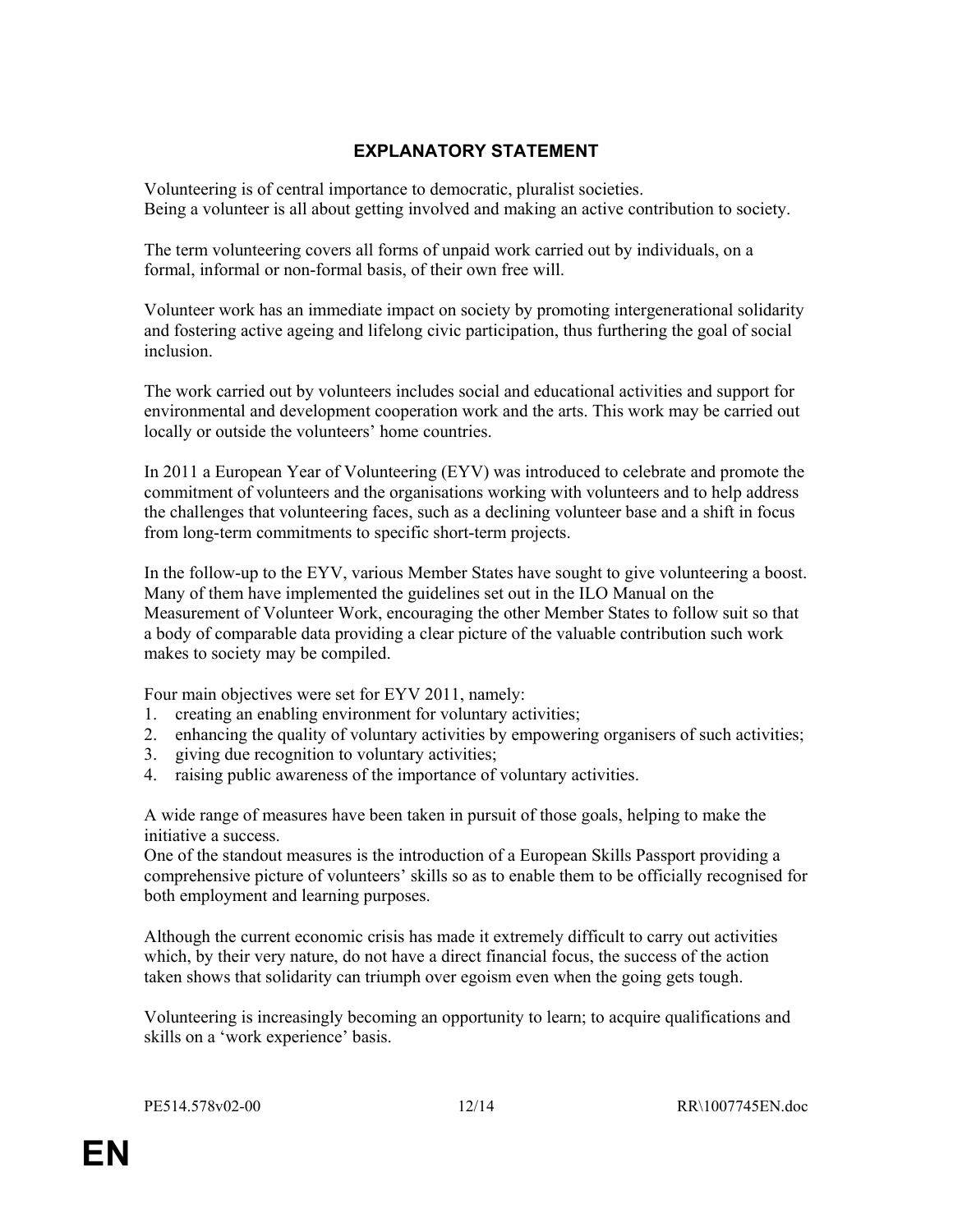# EXPLANATORY STATEMENT

Volunteering is of central importance to democratic, pluralist societies.
Being a volunteer is all about getting involved and making an active contribution to society.

The term volunteering covers all forms of unpaid work carried out by individuals, on a formal, informal or non-formal basis, of their own free will.

Volunteer work has an immediate impact on society by promoting intergenerational solidarity and fostering active ageing and lifelong civic participation, thus furthering the goal of social inclusion.

The work carried out by volunteers includes social and educational activities and support for environmental and development cooperation work and the arts. This work may be carried out locally or outside the volunteers' home countries.

In 2011 a European Year of Volunteering (EYV) was introduced to celebrate and promote the commitment of volunteers and the organisations working with volunteers and to help address the challenges that volunteering faces, such as a declining volunteer base and a shift in focus from long-term commitments to specific short-term projects.

In the follow-up to the EYV, various Member States have sought to give volunteering a boost. Many of them have implemented the guidelines set out in the ILO Manual on the Measurement of Volunteer Work, encouraging the other Member States to follow suit so that a body of comparable data providing a clear picture of the valuable contribution such work makes to society may be compiled.

Four main objectives were set for EYV 2011, namely:

1. creating an enabling environment for voluntary activities;
2. enhancing the quality of voluntary activities by empowering organisers of such activities;
3. giving due recognition to voluntary activities;
4. raising public awareness of the importance of voluntary activities.

A wide range of measures have been taken in pursuit of those goals, helping to make the initiative a success.
One of the standout measures is the introduction of a European Skills Passport providing a comprehensive picture of volunteers' skills so as to enable them to be officially recognised for both employment and learning purposes.

Although the current economic crisis has made it extremely difficult to carry out activities which, by their very nature, do not have a direct financial focus, the success of the action taken shows that solidarity can triumph over egoism even when the going gets tough.

Volunteering is increasingly becoming an opportunity to learn; to acquire qualifications and skills on a 'work experience' basis.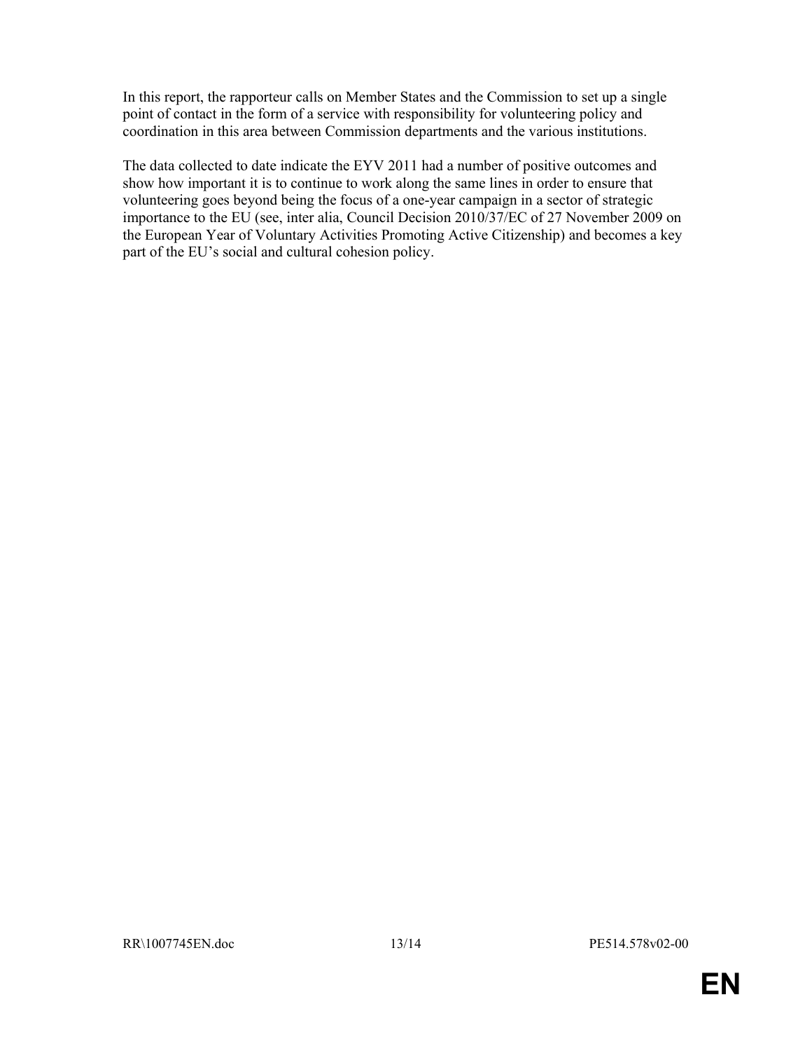In this report, the rapporteur calls on Member States and the Commission to set up a single point of contact in the form of a service with responsibility for volunteering policy and coordination in this area between Commission departments and the various institutions.

The data collected to date indicate the EYV 2011 had a number of positive outcomes and show how important it is to continue to work along the same lines in order to ensure that volunteering goes beyond being the focus of a one-year campaign in a sector of strategic importance to the EU (see, inter alia, Council Decision 2010/37/EC of 27 November 2009 on the European Year of Voluntary Activities Promoting Active Citizenship) and becomes a key part of the EU's social and cultural cohesion policy.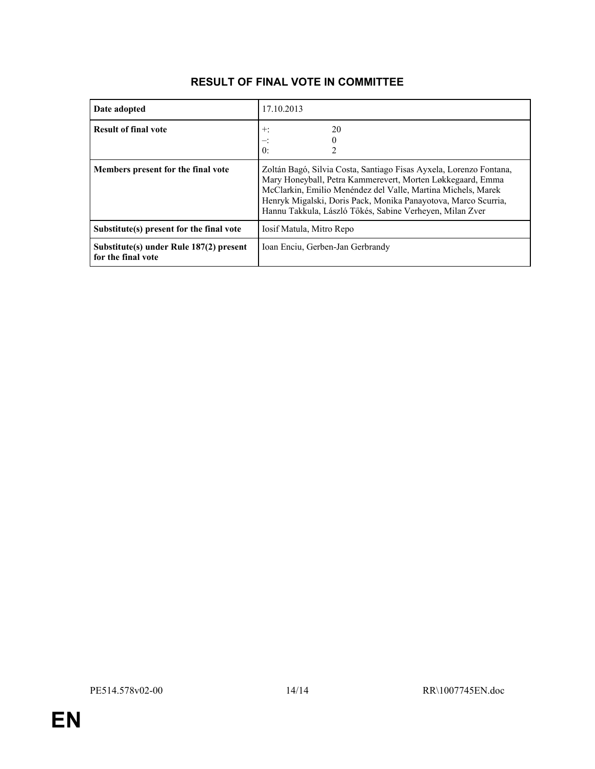# RESULT OF FINAL VOTE IN COMMITTEE

| | |
|---|---|
| **Date adopted** | 17.10.2013 |
| **Result of final vote** | +: 20<br>–: 0<br>0: 2 |
| **Members present for the final vote** | Zoltán Bagó, Silvia Costa, Santiago Fisas Ayxela, Lorenzo Fontana, Mary Honeyball, Petra Kammerevert, Morten Løkkegaard, Emma McClarkin, Emilio Menéndez del Valle, Martina Michels, Marek Henryk Migalski, Doris Pack, Monika Panayotova, Marco Scurria, Hannu Takkula, László Tőkés, Sabine Verheyen, Milan Zver |
| **Substitute(s) present for the final vote** | Iosif Matula, Mitro Repo |
| **Substitute(s) under Rule 187(2) present for the final vote** | Ioan Enciu, Gerben-Jan Gerbrandy |